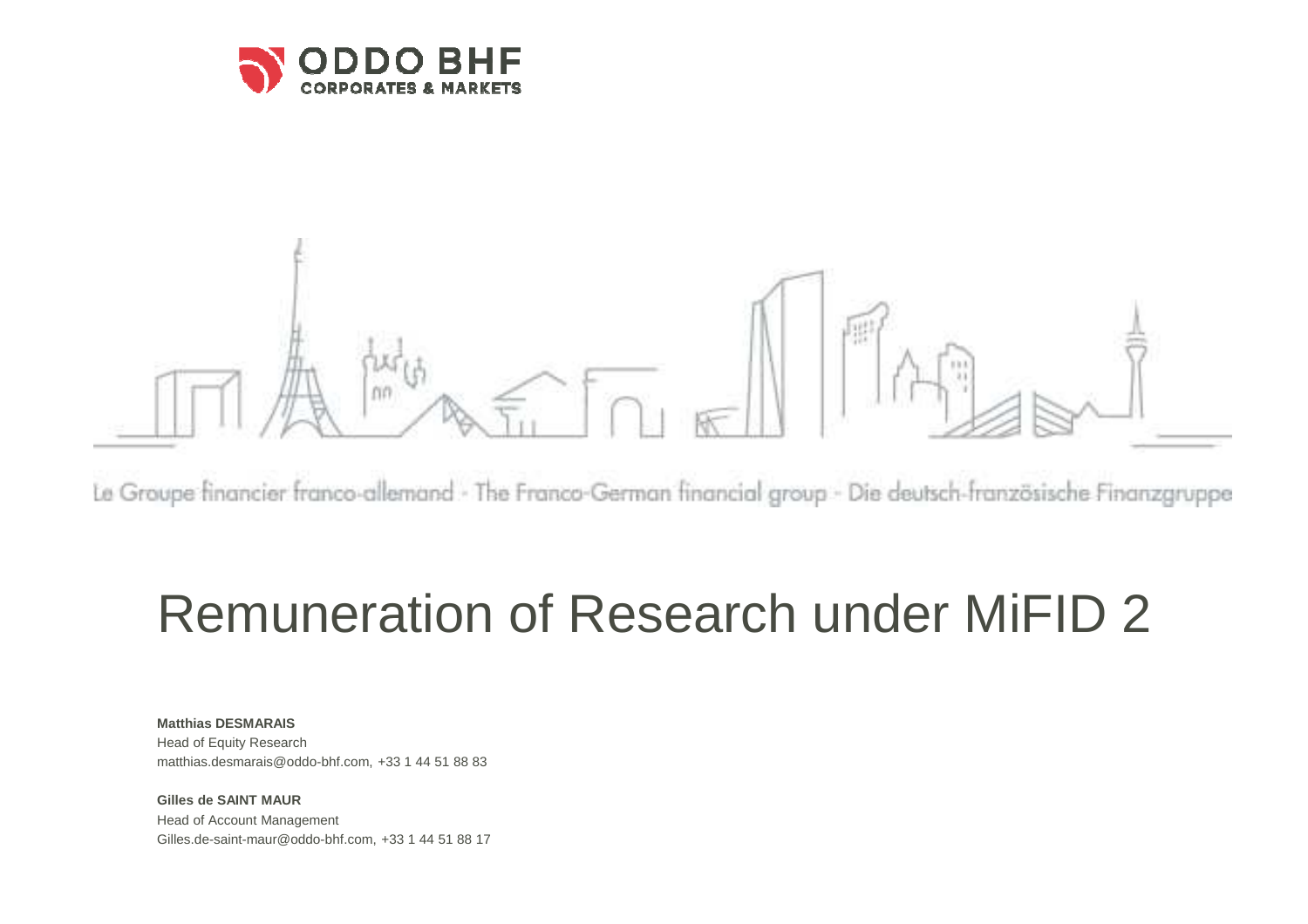ODDO BHF
CORPORATES & MARKETS

Le Groupe financier franco-allemand - The Franco-German financial group - Die deutsch-französische Finanzgruppe

# Remuneration of Research under MiFID 2

**Matthias DESMARAIS**
Head of Equity Research
matthias.desmarais@oddo-bhf.com, +33 1 44 51 88 83

**Gilles de SAINT MAUR**
Head of Account Management
Gilles.de-saint-maur@oddo-bhf.com, +33 1 44 51 88 17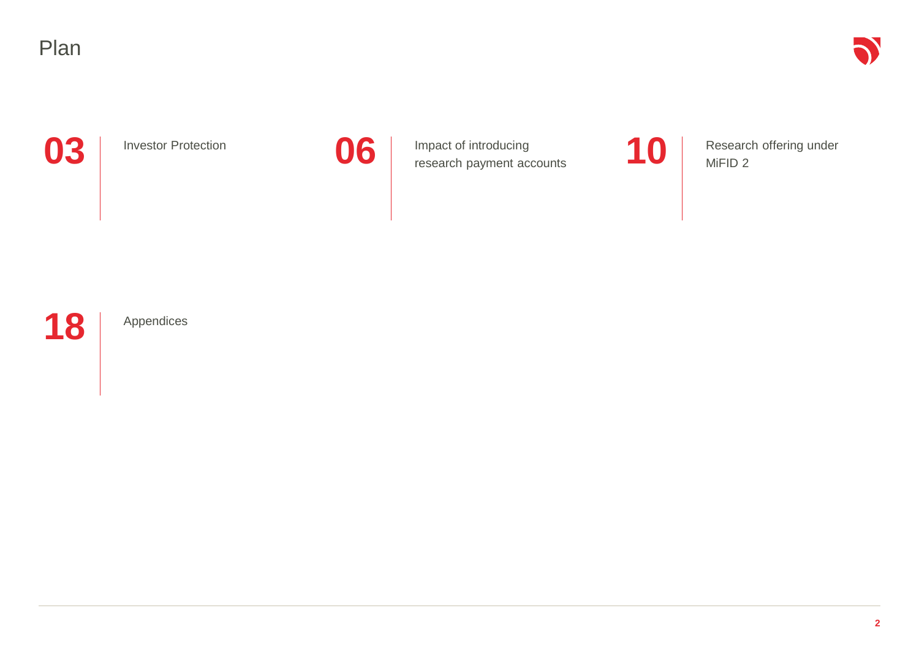# Plan

**03** Investor Protection

**06** Impact of introducing research payment accounts

**10** Research offering under MiFID 2

**18** Appendices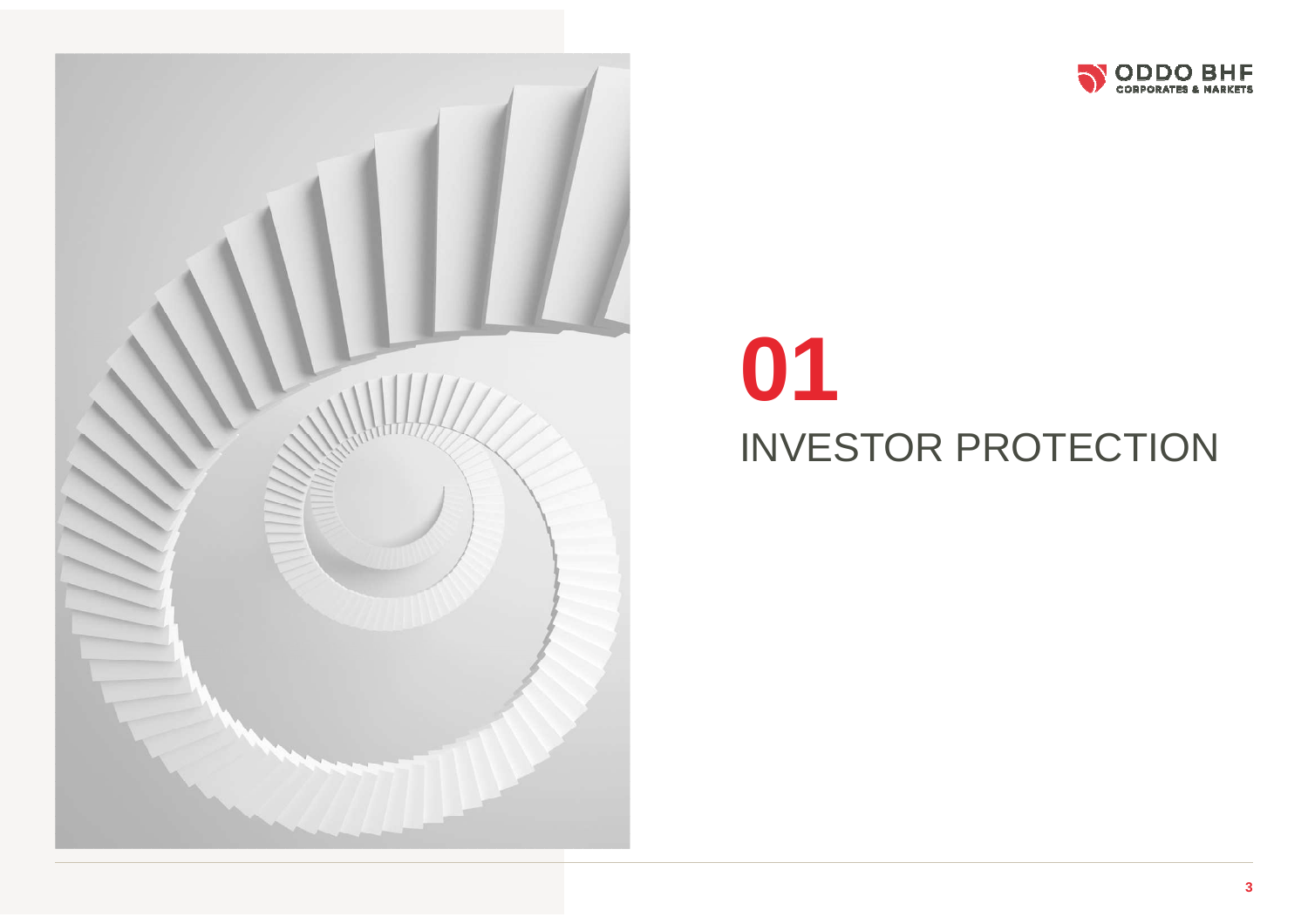# 01

# INVESTOR PROTECTION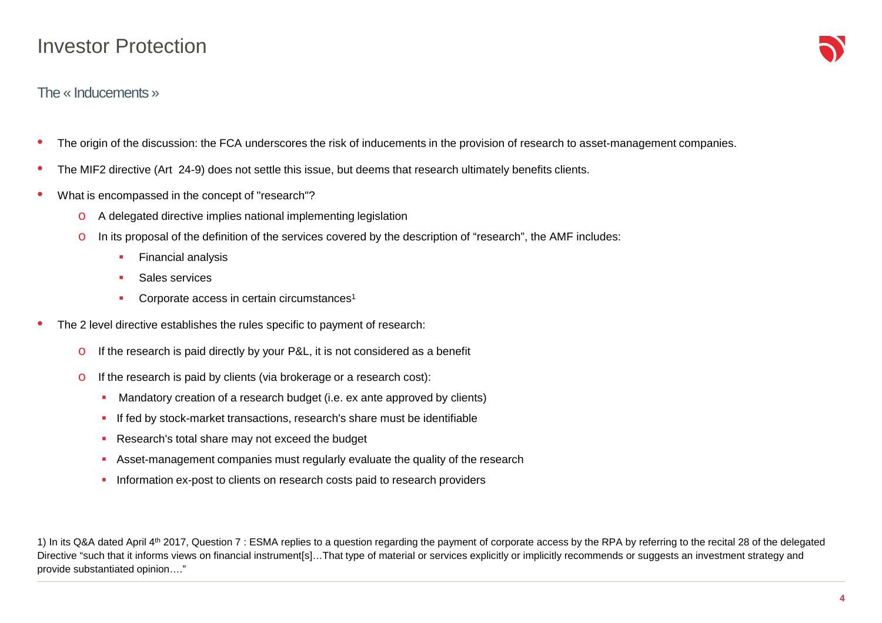# Investor Protection

## The « Inducements »

- The origin of the discussion: the FCA underscores the risk of inducements in the provision of research to asset-management companies.
- The MIF2 directive (Art 24-9) does not settle this issue, but deems that research ultimately benefits clients.
- What is encompassed in the concept of "research"?
  - A delegated directive implies national implementing legislation
  - In its proposal of the definition of the services covered by the description of “research”, the AMF includes:
    - Financial analysis
    - Sales services
    - Corporate access in certain circumstances[1]
- The 2 level directive establishes the rules specific to payment of research:
  - If the research is paid directly by your P&L, it is not considered as a benefit
  - If the research is paid by clients (via brokerage or a research cost):
    - Mandatory creation of a research budget (i.e. ex ante approved by clients)
    - If fed by stock-market transactions, research's share must be identifiable
    - Research's total share may not exceed the budget
    - Asset-management companies must regularly evaluate the quality of the research
    - Information ex-post to clients on research costs paid to research providers

1) In its Q&A dated April 4th 2017, Question 7 : ESMA replies to a question regarding the payment of corporate access by the RPA by referring to the recital 28 of the delegated Directive “such that it informs views on financial instrument[s]…That type of material or services explicitly or implicitly recommends or suggests an investment strategy and provide substantiated opinion….”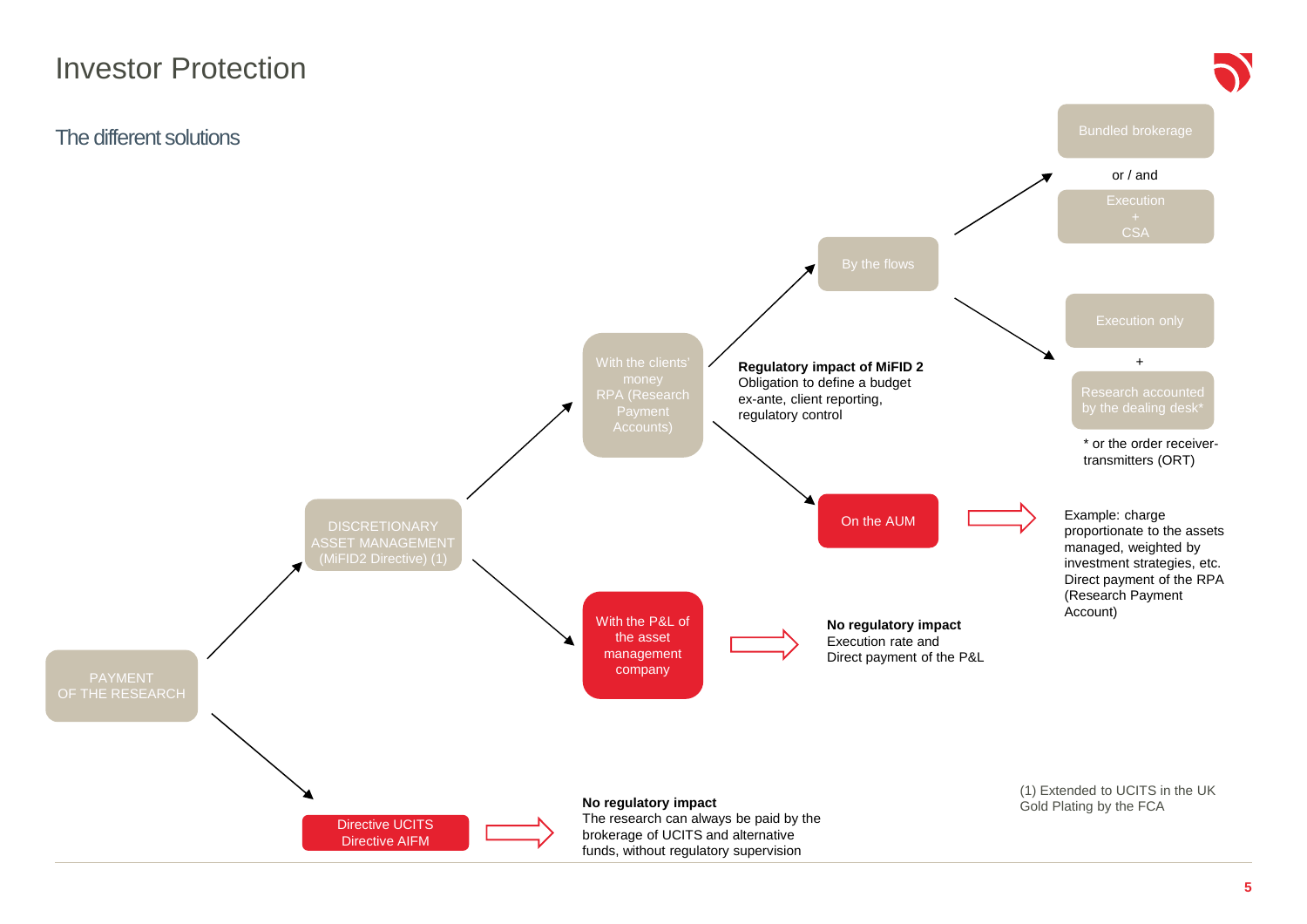# Investor Protection

## The different solutions

- PAYMENT OF THE RESEARCH
  - DISCRETIONARY ASSET MANAGEMENT (MiFID2 Directive) (1)
    - With the clients' money RPA (Research Payment Accounts)
      - **Regulatory impact of MiFID 2**
        Obligation to define a budget ex-ante, client reporting, regulatory control
      - By the flows
        - Bundled brokerage or / and Execution + CSA
        - Execution only + Research accounted by the dealing desk*
          * or the order receiver-transmitters (ORT)
      - On the AUM → Example: charge proportionate to the assets managed, weighted by investment strategies, etc. Direct payment of the RPA (Research Payment Account)
    - With the P&L of the asset management company → **No regulatory impact**
      Execution rate and Direct payment of the P&L
  - Directive UCITS Directive AIFM → **No regulatory impact**
    The research can always be paid by the brokerage of UCITS and alternative funds, without regulatory supervision

(1) Extended to UCITS in the UK Gold Plating by the FCA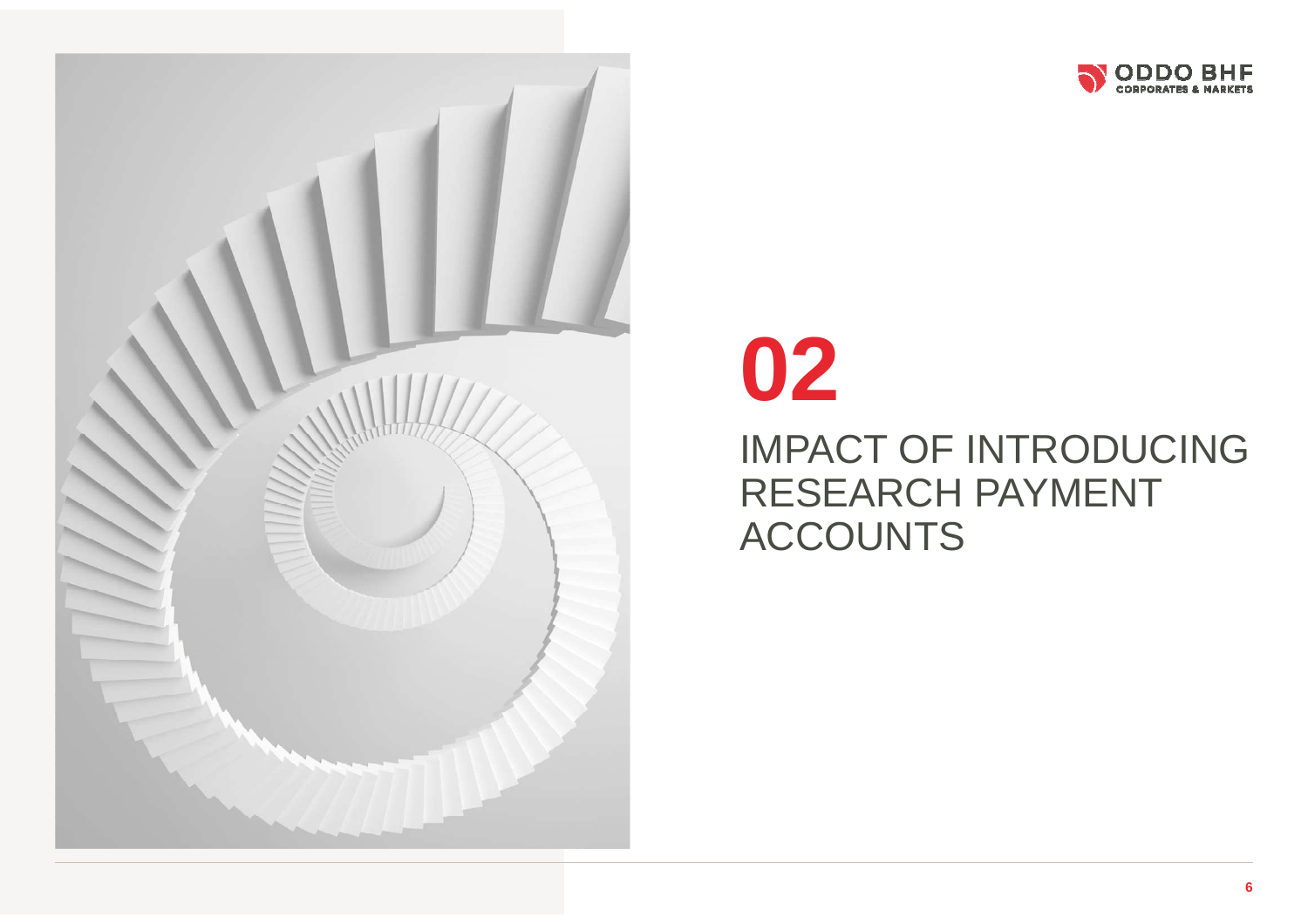# 02

## IMPACT OF INTRODUCING RESEARCH PAYMENT ACCOUNTS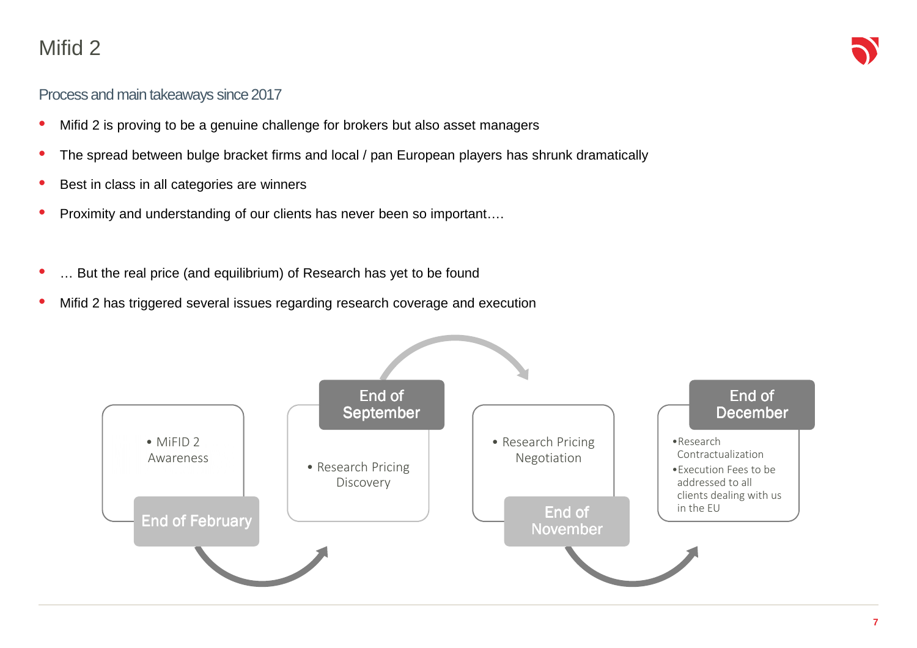# Mifid 2

## Process and main takeaways since 2017

- Mifid 2 is proving to be a genuine challenge for brokers but also asset managers
- The spread between bulge bracket firms and local / pan European players has shrunk dramatically
- Best in class in all categories are winners
- Proximity and understanding of our clients has never been so important….

- … But the real price (and equilibrium) of Research has yet to be found
- Mifid 2 has triggered several issues regarding research coverage and execution

**End of February**
- MiFID 2 Awareness

**End of September**
- Research Pricing Discovery

**End of November**
- Research Pricing Negotiation

**End of December**
- Research Contractualization
- Execution Fees to be addressed to all clients dealing with us in the EU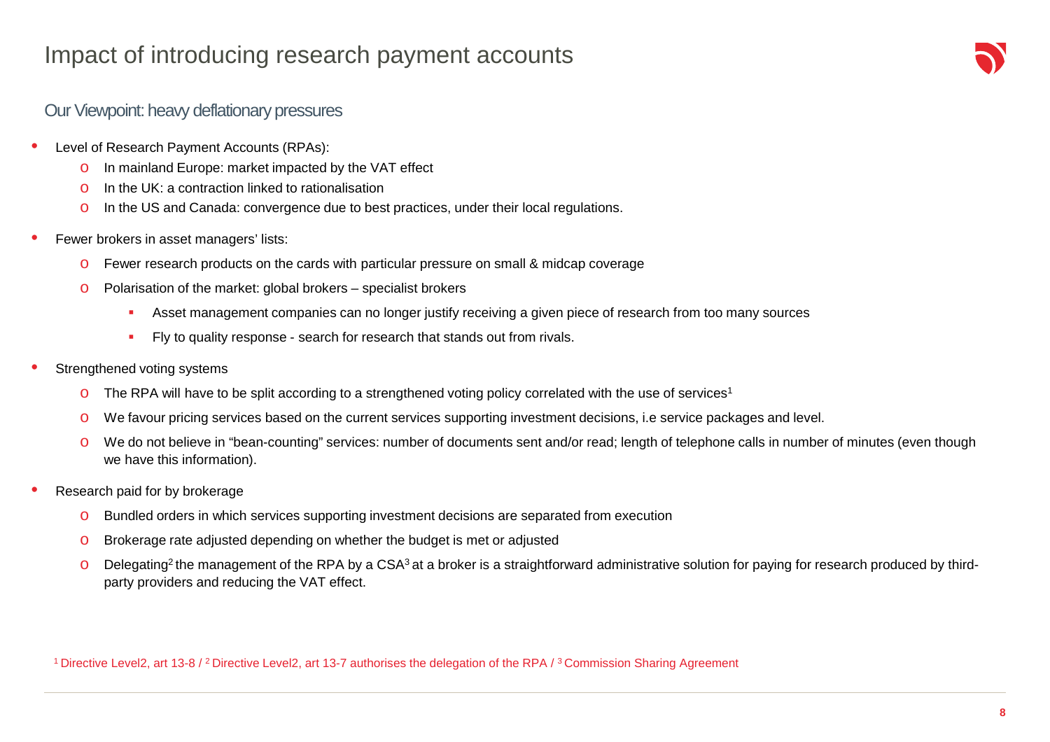# Impact of introducing research payment accounts

## Our Viewpoint: heavy deflationary pressures

- Level of Research Payment Accounts (RPAs):
  - In mainland Europe: market impacted by the VAT effect
  - In the UK: a contraction linked to rationalisation
  - In the US and Canada: convergence due to best practices, under their local regulations.
- Fewer brokers in asset managers' lists:
  - Fewer research products on the cards with particular pressure on small & midcap coverage
  - Polarisation of the market: global brokers – specialist brokers
    - Asset management companies can no longer justify receiving a given piece of research from too many sources
    - Fly to quality response - search for research that stands out from rivals.
- Strengthened voting systems
  - The RPA will have to be split according to a strengthened voting policy correlated with the use of services[1]
  - We favour pricing services based on the current services supporting investment decisions, i.e service packages and level.
  - We do not believe in "bean-counting" services: number of documents sent and/or read; length of telephone calls in number of minutes (even though we have this information).
- Research paid for by brokerage
  - Bundled orders in which services supporting investment decisions are separated from execution
  - Brokerage rate adjusted depending on whether the budget is met or adjusted
  - Delegating[2] the management of the RPA by a CSA[3] at a broker is a straightforward administrative solution for paying for research produced by third-party providers and reducing the VAT effect.

[1] Directive Level2, art 13-8 / [2] Directive Level2, art 13-7 authorises the delegation of the RPA / [3] Commission Sharing Agreement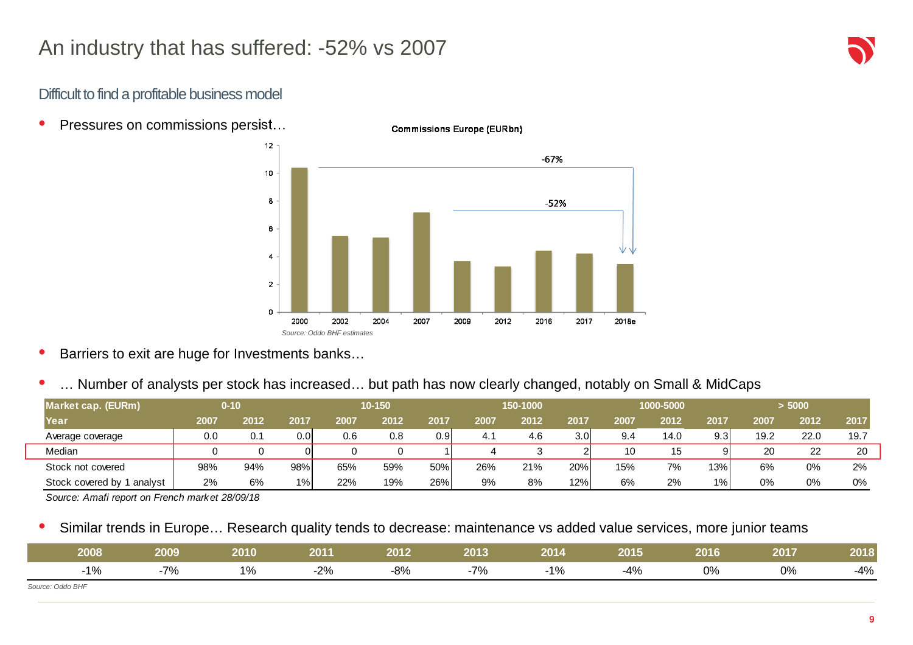# An industry that has suffered: -52% vs 2007

## Difficult to find a profitable business model

- Pressures on commissions persist…

**Commissions Europe (EURbn)**

| Year | 2000 | 2002 | 2004 | 2007 | 2009 | 2012 | 2016 | 2017 | 2018e |
|---|---|---|---|---|---|---|---|---|---|
| Commissions (EURbn) | ~10.4 | ~5.5 | ~5.4 | ~7.2 | ~3.7 | ~3.3 | ~4.4 | ~4.2 | ~3.5 |

-67% (2000 vs 2018e); -52% (2007 vs 2018e)

*Source: Oddo BHF estimates*

- Barriers to exit are huge for Investments banks…

- … Number of analysts per stock has increased… but path has now clearly changed, notably on Small & MidCaps

| Market cap. (EURm) | 0-10 | | | 10-150 | | | 150-1000 | | | 1000-5000 | | | > 5000 | | |
|---|---|---|---|---|---|---|---|---|---|---|---|---|---|---|---|
| Year | 2007 | 2012 | 2017 | 2007 | 2012 | 2017 | 2007 | 2012 | 2017 | 2007 | 2012 | 2017 | 2007 | 2012 | 2017 |
| Average coverage | 0.0 | 0.1 | 0.0 | 0.6 | 0.8 | 0.9 | 4.1 | 4.6 | 3.0 | 9.4 | 14.0 | 9.3 | 19.2 | 22.0 | 19.7 |
| Median | 0 | 0 | 0 | 0 | 0 | 1 | 4 | 3 | 2 | 10 | 15 | 9 | 20 | 22 | 20 |
| Stock not covered | 98% | 94% | 98% | 65% | 59% | 50% | 26% | 21% | 20% | 15% | 7% | 13% | 6% | 0% | 2% |
| Stock covered by 1 analyst | 2% | 6% | 1% | 22% | 19% | 26% | 9% | 8% | 12% | 6% | 2% | 1% | 0% | 0% | 0% |

*Source: Amafi report on French market 28/09/18*

- Similar trends in Europe… Research quality tends to decrease: maintenance vs added value services, more junior teams

| 2008 | 2009 | 2010 | 2011 | 2012 | 2013 | 2014 | 2015 | 2016 | 2017 | 2018 |
|---|---|---|---|---|---|---|---|---|---|---|
| -1% | -7% | 1% | -2% | -8% | -7% | -1% | -4% | 0% | 0% | -4% |

*Source: Oddo BHF*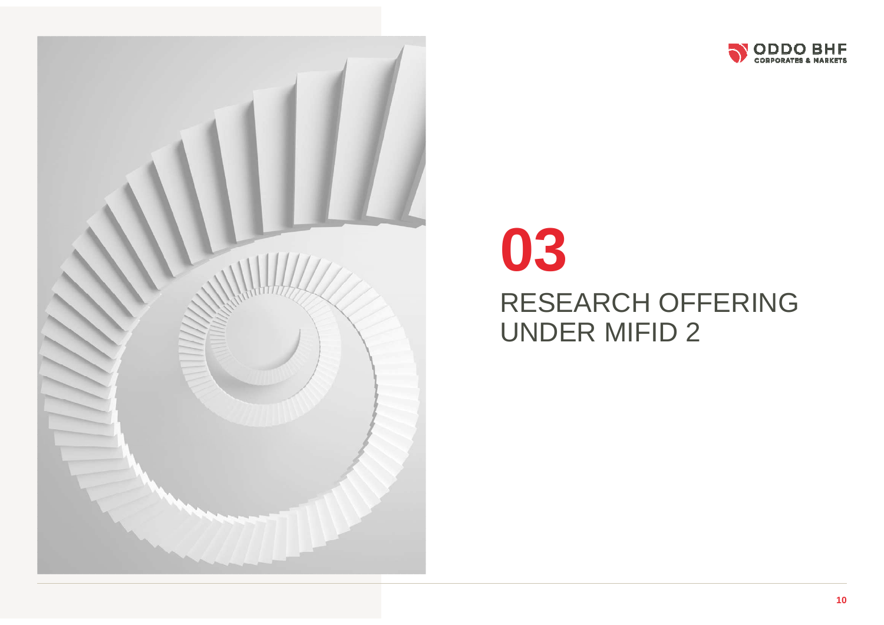# 03

## RESEARCH OFFERING UNDER MIFID 2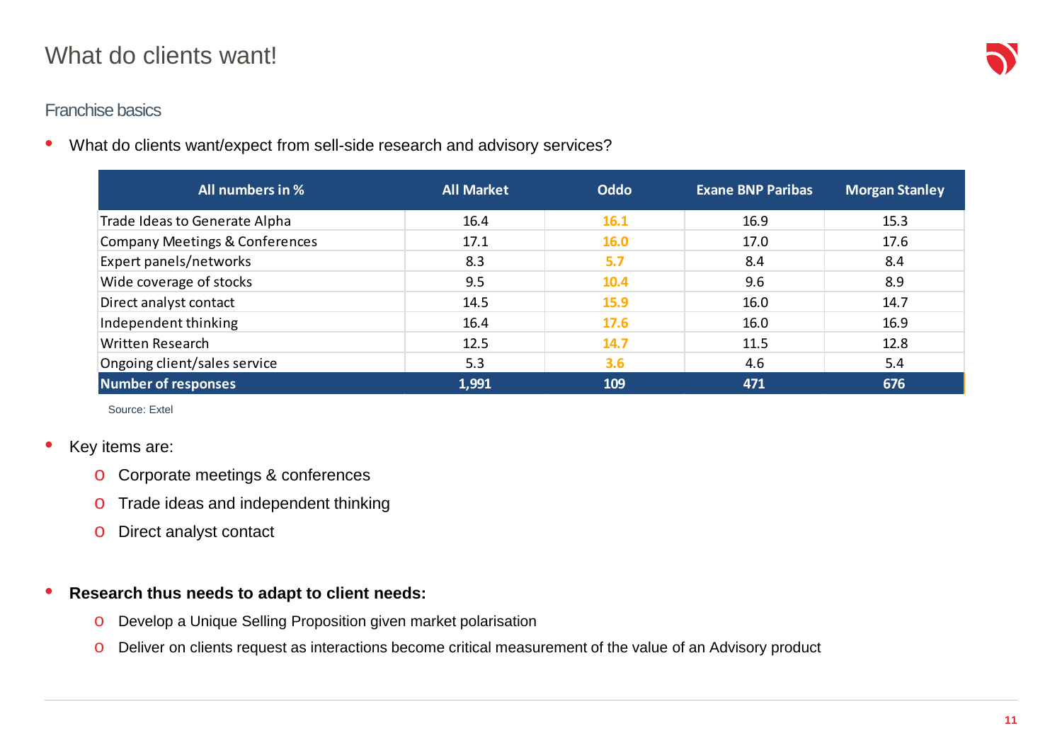# What do clients want!

## Franchise basics

- What do clients want/expect from sell-side research and advisory services?

| All numbers in % | All Market | Oddo | Exane BNP Paribas | Morgan Stanley |
|---|---|---|---|---|
| Trade Ideas to Generate Alpha | 16.4 | 16.1 | 16.9 | 15.3 |
| Company Meetings & Conferences | 17.1 | 16.0 | 17.0 | 17.6 |
| Expert panels/networks | 8.3 | 5.7 | 8.4 | 8.4 |
| Wide coverage of stocks | 9.5 | 10.4 | 9.6 | 8.9 |
| Direct analyst contact | 14.5 | 15.9 | 16.0 | 14.7 |
| Independent thinking | 16.4 | 17.6 | 16.0 | 16.9 |
| Written Research | 12.5 | 14.7 | 11.5 | 12.8 |
| Ongoing client/sales service | 5.3 | 3.6 | 4.6 | 5.4 |
| **Number of responses** | **1,991** | **109** | **471** | **676** |

Source: Extel

- Key items are:
  - Corporate meetings & conferences
  - Trade ideas and independent thinking
  - Direct analyst contact

- **Research thus needs to adapt to client needs:**
  - Develop a Unique Selling Proposition given market polarisation
  - Deliver on clients request as interactions become critical measurement of the value of an Advisory product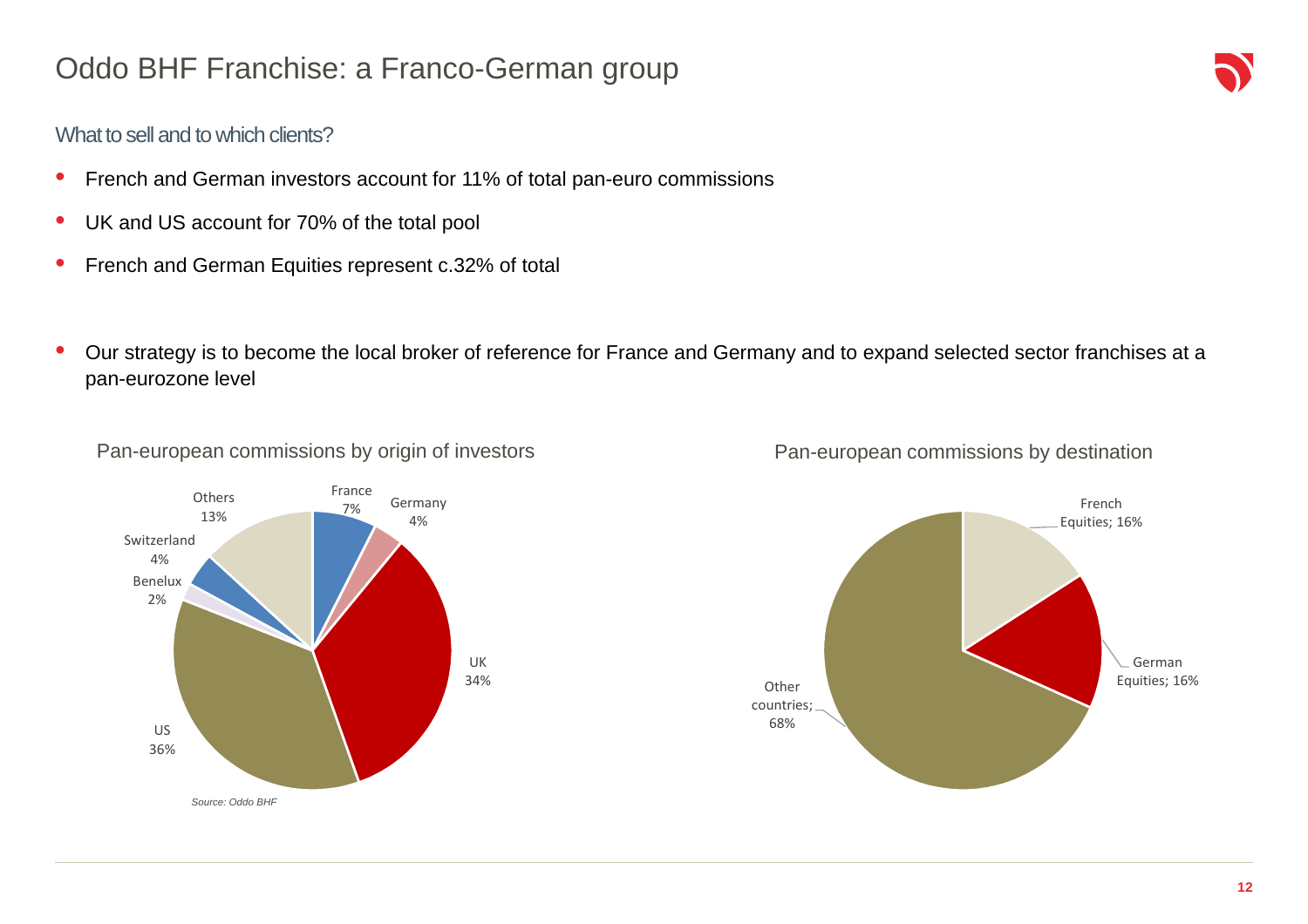# Oddo BHF Franchise: a Franco-German group

## What to sell and to which clients?

- French and German investors account for 11% of total pan-euro commissions
- UK and US account for 70% of the total pool
- French and German Equities represent c.32% of total

- Our strategy is to become the local broker of reference for France and Germany and to expand selected sector franchises at a pan-eurozone level

### Pan-european commissions by origin of investors

| Origin | Share |
|---|---|
| France | 7% |
| Germany | 4% |
| UK | 34% |
| US | 36% |
| Benelux | 2% |
| Switzerland | 4% |
| Others | 13% |

*Source: Oddo BHF*

### Pan-european commissions by destination

| Destination | Share |
|---|---|
| French Equities | 16% |
| German Equities | 16% |
| Other countries | 68% |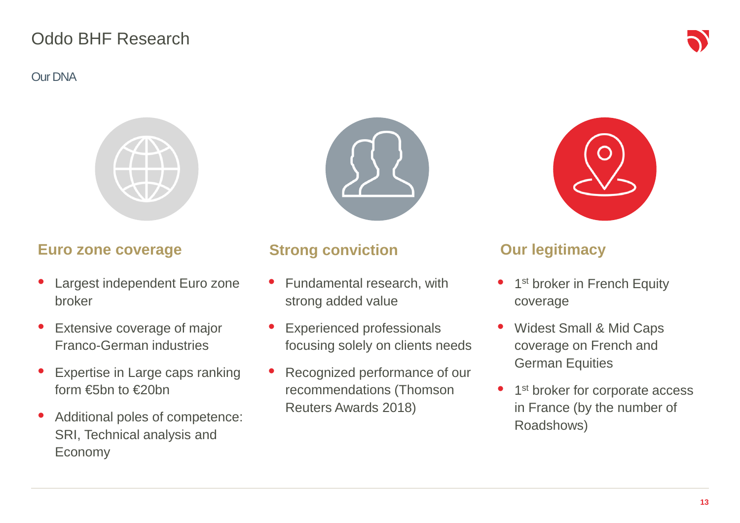# Oddo BHF Research

Our DNA

### Euro zone coverage

- Largest independent Euro zone broker
- Extensive coverage of major Franco-German industries
- Expertise in Large caps ranking form €5bn to €20bn
- Additional poles of competence: SRI, Technical analysis and Economy

### Strong conviction

- Fundamental research, with strong added value
- Experienced professionals focusing solely on clients needs
- Recognized performance of our recommendations (Thomson Reuters Awards 2018)

### Our legitimacy

- 1st broker in French Equity coverage
- Widest Small & Mid Caps coverage on French and German Equities
- 1st broker for corporate access in France (by the number of Roadshows)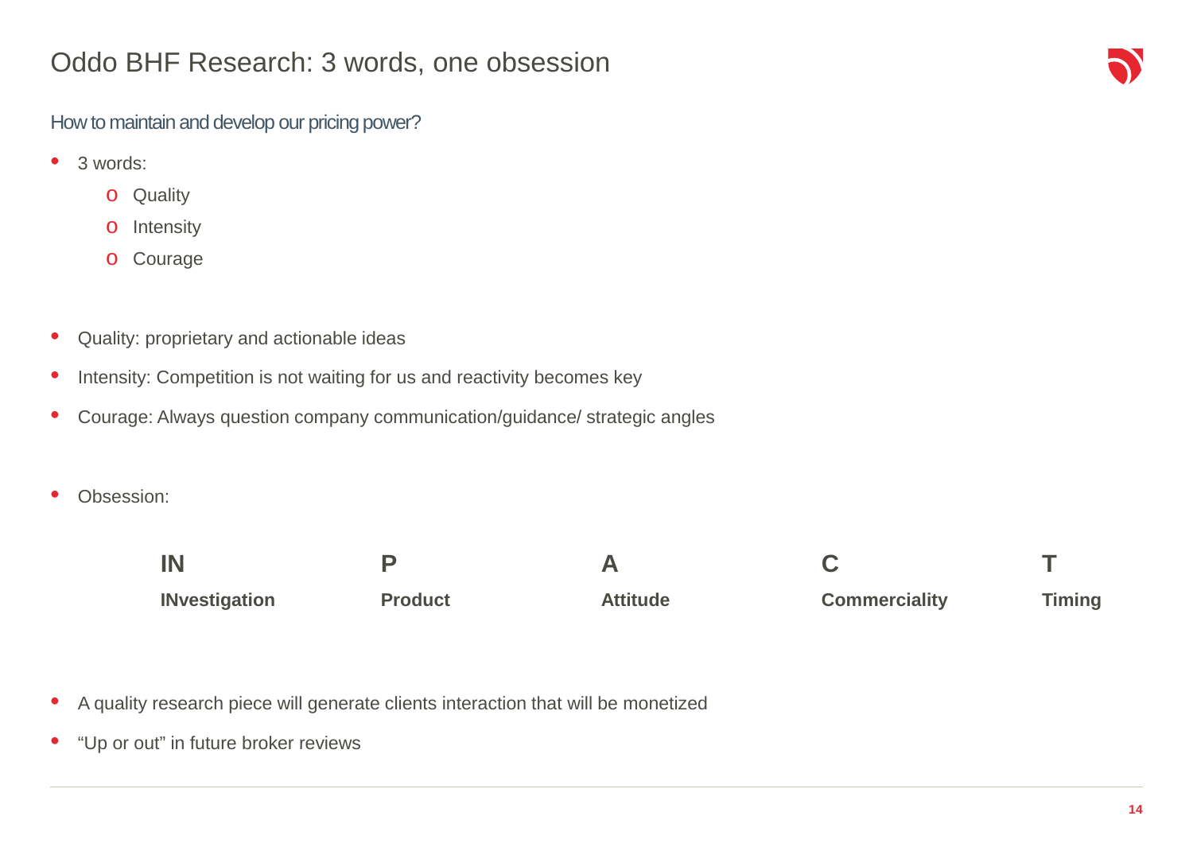# Oddo BHF Research: 3 words, one obsession

## How to maintain and develop our pricing power?

- 3 words:
  - Quality
  - Intensity
  - Courage

- Quality: proprietary and actionable ideas
- Intensity: Competition is not waiting for us and reactivity becomes key
- Courage: Always question company communication/guidance/ strategic angles

- Obsession:

| IN | P | A | C | T |
|---|---|---|---|---|
| **INvestigation** | **Product** | **Attitude** | **Commerciality** | **Timing** |

- A quality research piece will generate clients interaction that will be monetized
- “Up or out” in future broker reviews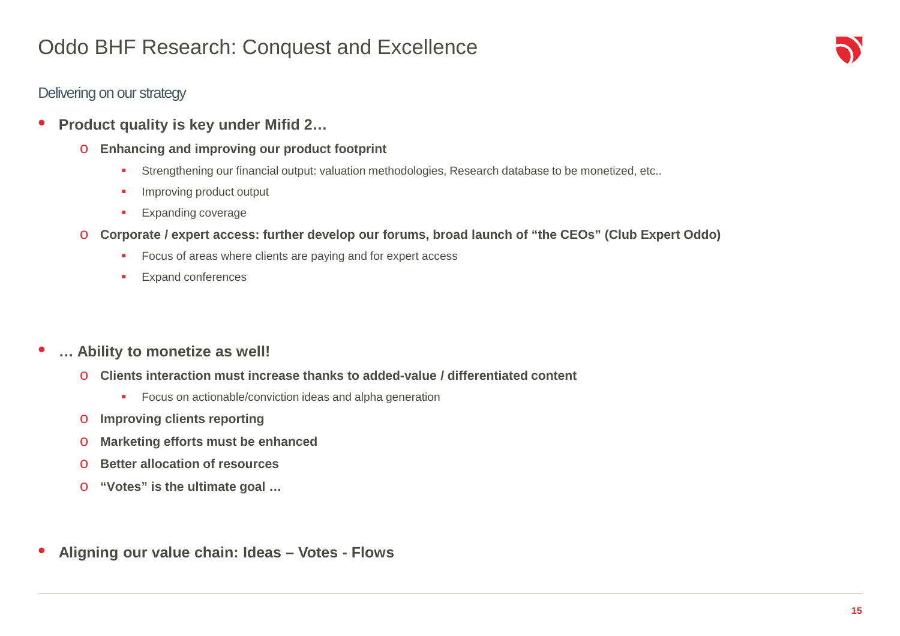# Oddo BHF Research: Conquest and Excellence

## Delivering on our strategy

- **Product quality is key under Mifid 2…**
  - **Enhancing and improving our product footprint**
    - Strengthening our financial output: valuation methodologies, Research database to be monetized, etc..
    - Improving product output
    - Expanding coverage
  - **Corporate / expert access: further develop our forums, broad launch of "the CEOs" (Club Expert Oddo)**
    - Focus of areas where clients are paying and for expert access
    - Expand conferences

- **… Ability to monetize as well!**
  - **Clients interaction must increase thanks to added-value / differentiated content**
    - Focus on actionable/conviction ideas and alpha generation
  - **Improving clients reporting**
  - **Marketing efforts must be enhanced**
  - **Better allocation of resources**
  - **"Votes" is the ultimate goal …**

- **Aligning our value chain: Ideas – Votes - Flows**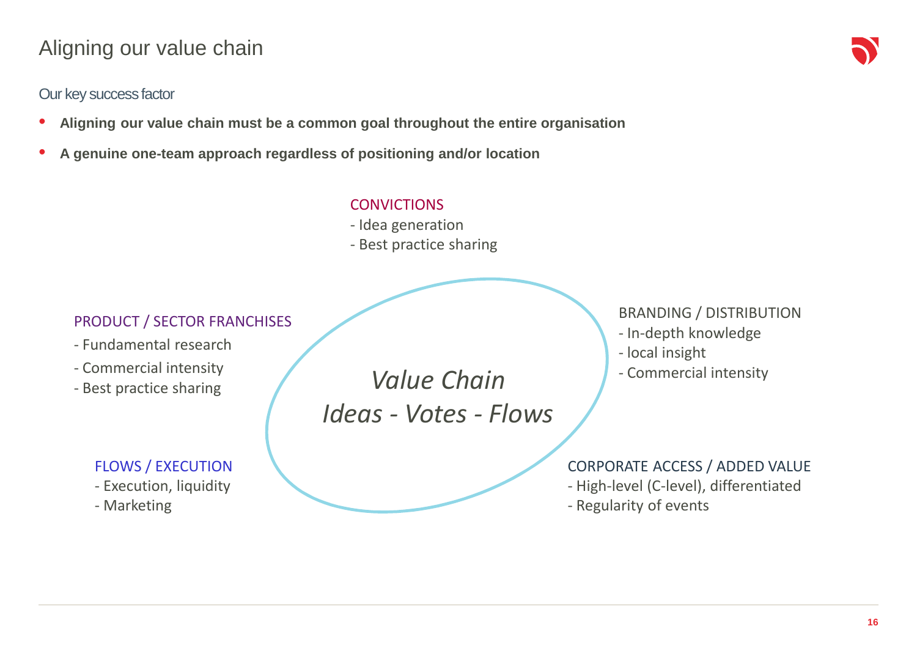# Aligning our value chain

## Our key success factor

- **Aligning our value chain must be a common goal throughout the entire organisation**
- **A genuine one-team approach regardless of positioning and/or location**

CONVICTIONS
- Idea generation
- Best practice sharing

PRODUCT / SECTOR FRANCHISES
- Fundamental research
- Commercial intensity
- Best practice sharing

BRANDING / DISTRIBUTION
- In-depth knowledge
- local insight
- Commercial intensity

*Value Chain*

*Ideas - Votes - Flows*

FLOWS / EXECUTION
- Execution, liquidity
- Marketing

CORPORATE ACCESS / ADDED VALUE
- High-level (C-level), differentiated
- Regularity of events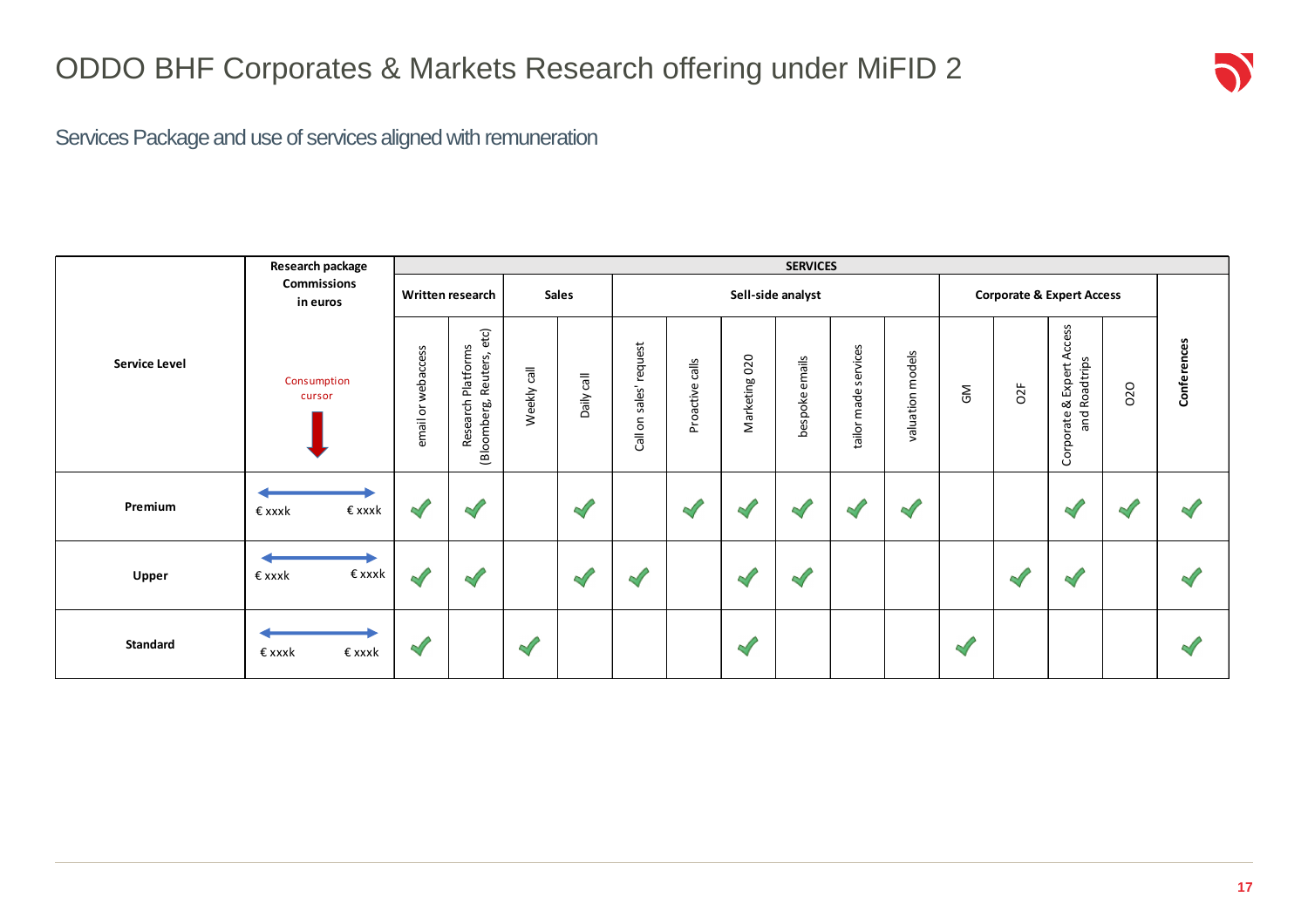# ODDO BHF Corporates & Markets Research offering under MiFID 2

## Services Package and use of services aligned with remuneration

| Service Level | Research package Commissions in euros | SERVICES | | | | | | | | | | | | | | |
|---|---|---|---|---|---|---|---|---|---|---|---|---|---|---|---|---|
| | | Written research | | Sales | | Sell-side analyst | | | | | | Corporate & Expert Access | | | | Conferences |
| | Consumption cursor | email or webaccess | Research Platforms (Bloomberg, Reuters, etc) | Weekly call | Daily call | Call on sales' request | Proactive calls | Marketing 020 | bespoke emails | tailor made services | valuation models | GM | O2F | Corporate & Expert Access and Roadtrips | O2O | |
| **Premium** | € xxxk ↔ € xxxk | ✓ | ✓ | | ✓ | | ✓ | ✓ | ✓ | ✓ | ✓ | | | ✓ | ✓ | ✓ |
| **Upper** | € xxxk ↔ € xxxk | ✓ | ✓ | | ✓ | ✓ | | ✓ | ✓ | | | | ✓ | ✓ | | ✓ |
| **Standard** | € xxxk ↔ € xxxk | ✓ | | ✓ | | | | ✓ | | | | ✓ | | | | ✓ |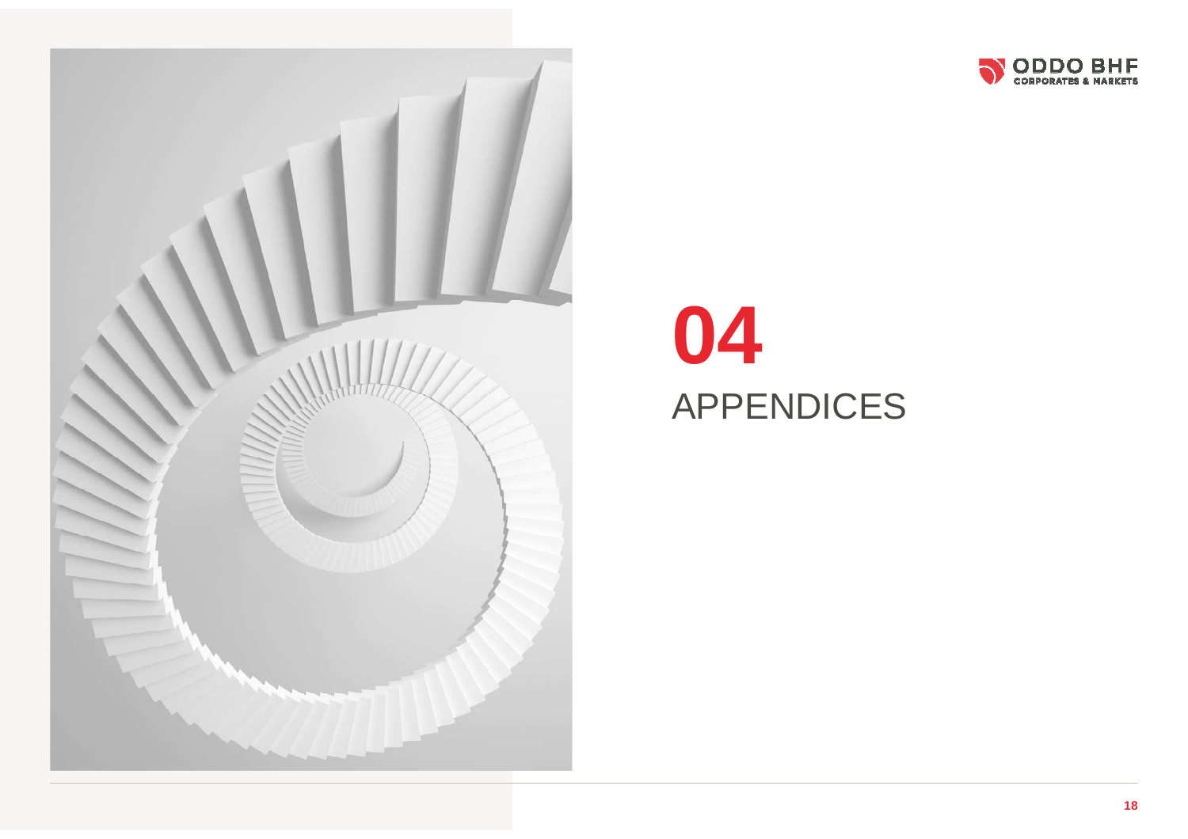# 04
# APPENDICES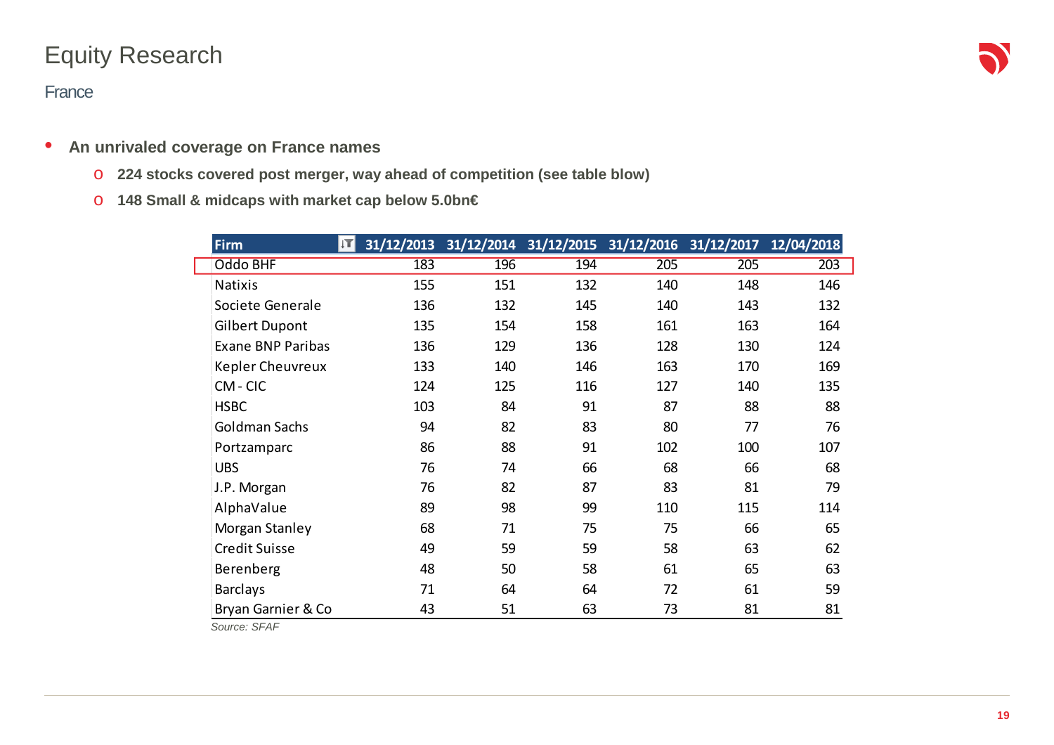# Equity Research

## France

- **An unrivaled coverage on France names**
  - **224 stocks covered post merger, way ahead of competition (see table blow)**
  - **148 Small & midcaps with market cap below 5.0bn€**

| Firm | 31/12/2013 | 31/12/2014 | 31/12/2015 | 31/12/2016 | 31/12/2017 | 12/04/2018 |
|---|---|---|---|---|---|---|
| Oddo BHF | 183 | 196 | 194 | 205 | 205 | 203 |
| Natixis | 155 | 151 | 132 | 140 | 148 | 146 |
| Societe Generale | 136 | 132 | 145 | 140 | 143 | 132 |
| Gilbert Dupont | 135 | 154 | 158 | 161 | 163 | 164 |
| Exane BNP Paribas | 136 | 129 | 136 | 128 | 130 | 124 |
| Kepler Cheuvreux | 133 | 140 | 146 | 163 | 170 | 169 |
| CM - CIC | 124 | 125 | 116 | 127 | 140 | 135 |
| HSBC | 103 | 84 | 91 | 87 | 88 | 88 |
| Goldman Sachs | 94 | 82 | 83 | 80 | 77 | 76 |
| Portzamparc | 86 | 88 | 91 | 102 | 100 | 107 |
| UBS | 76 | 74 | 66 | 68 | 66 | 68 |
| J.P. Morgan | 76 | 82 | 87 | 83 | 81 | 79 |
| AlphaValue | 89 | 98 | 99 | 110 | 115 | 114 |
| Morgan Stanley | 68 | 71 | 75 | 75 | 66 | 65 |
| Credit Suisse | 49 | 59 | 59 | 58 | 63 | 62 |
| Berenberg | 48 | 50 | 58 | 61 | 65 | 63 |
| Barclays | 71 | 64 | 64 | 72 | 61 | 59 |
| Bryan Garnier & Co | 43 | 51 | 63 | 73 | 81 | 81 |

*Source: SFAF*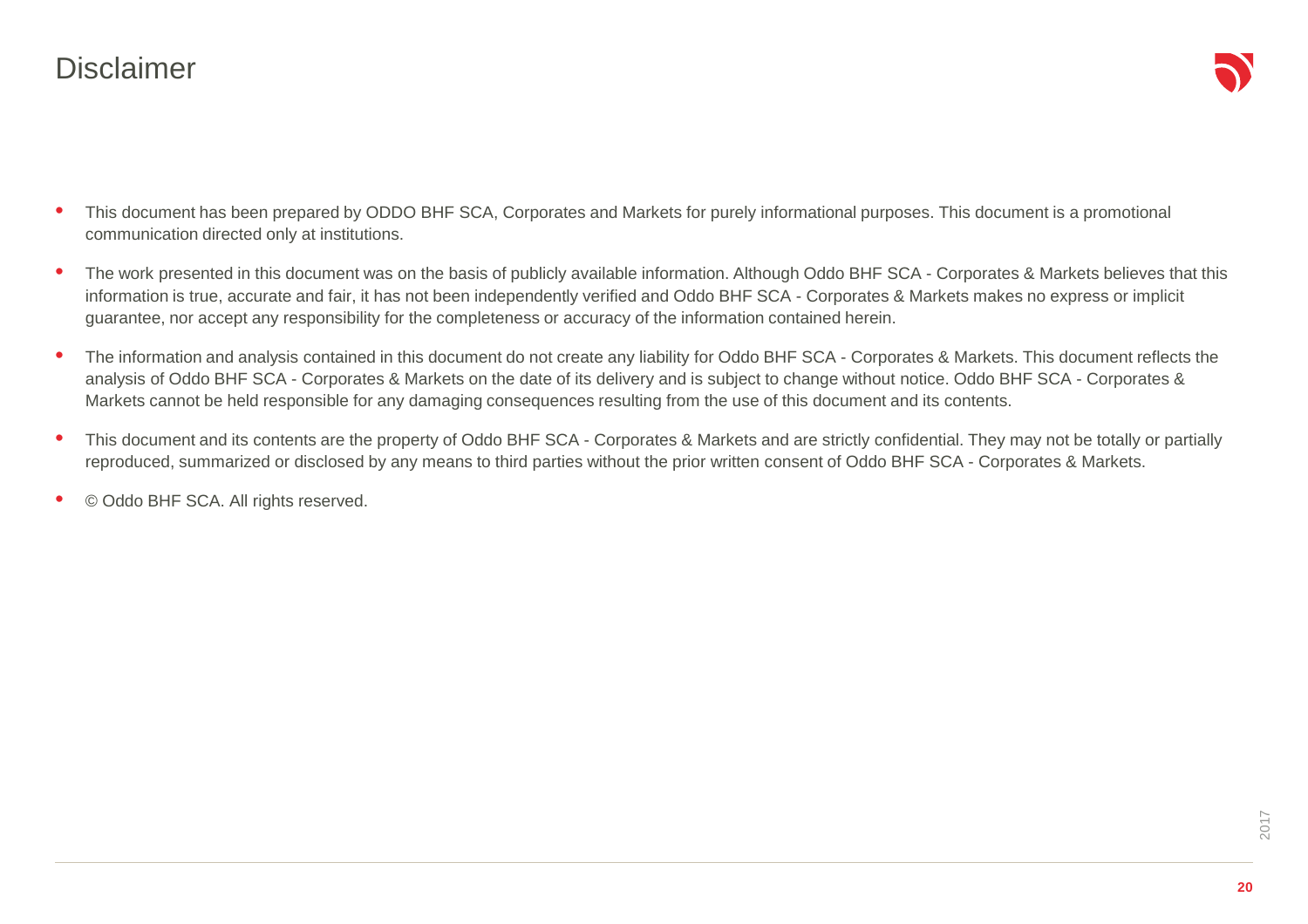# Disclaimer

- This document has been prepared by ODDO BHF SCA, Corporates and Markets for purely informational purposes. This document is a promotional communication directed only at institutions.
- The work presented in this document was on the basis of publicly available information. Although Oddo BHF SCA - Corporates & Markets believes that this information is true, accurate and fair, it has not been independently verified and Oddo BHF SCA - Corporates & Markets makes no express or implicit guarantee, nor accept any responsibility for the completeness or accuracy of the information contained herein.
- The information and analysis contained in this document do not create any liability for Oddo BHF SCA - Corporates & Markets. This document reflects the analysis of Oddo BHF SCA - Corporates & Markets on the date of its delivery and is subject to change without notice. Oddo BHF SCA - Corporates & Markets cannot be held responsible for any damaging consequences resulting from the use of this document and its contents.
- This document and its contents are the property of Oddo BHF SCA - Corporates & Markets and are strictly confidential. They may not be totally or partially reproduced, summarized or disclosed by any means to third parties without the prior written consent of Oddo BHF SCA - Corporates & Markets.
- © Oddo BHF SCA. All rights reserved.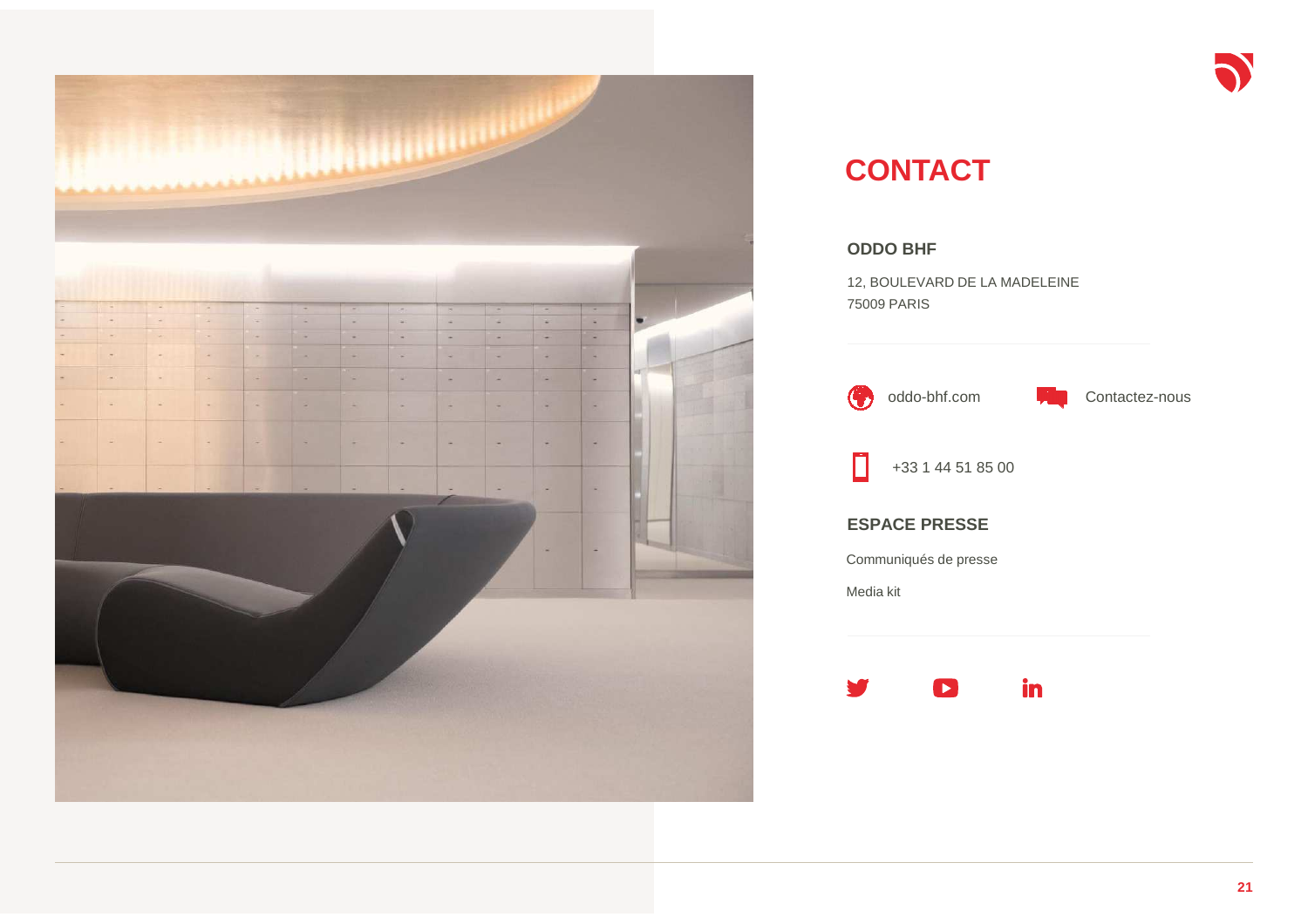# CONTACT

## ODDO BHF

12, BOULEVARD DE LA MADELEINE
75009 PARIS

oddo-bhf.com

Contactez-nous

+33 1 44 51 85 00

## ESPACE PRESSE

Communiqués de presse

Media kit